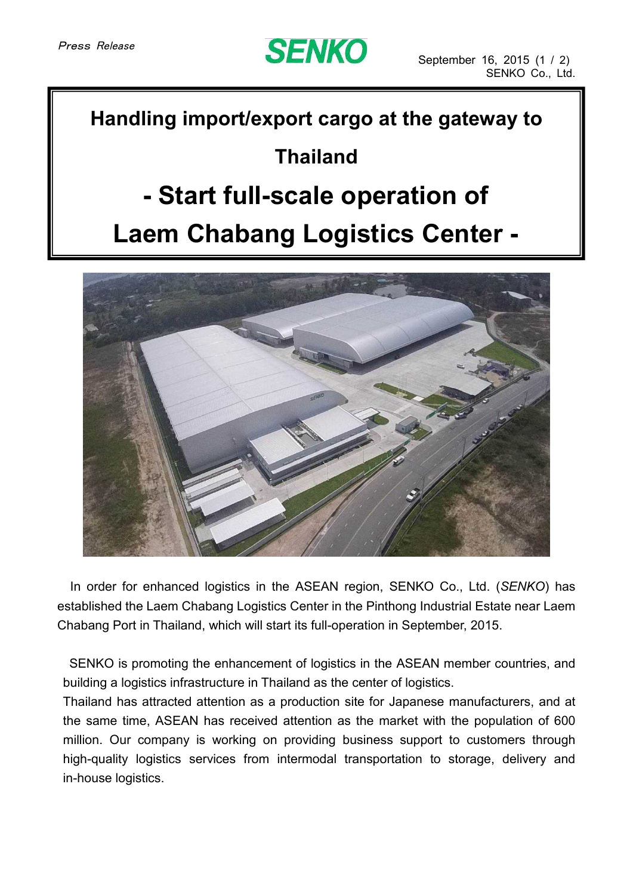Press Release

SENKO

September 16, 2015
SENKO Co., Ltd.

# Handling import/export cargo at the gateway to Thailand

# - Start full-scale operation of Laem Chabang Logistics Center -

In order for enhanced logistics in the ASEAN region, SENKO Co., Ltd. (*SENKO*) has established the Laem Chabang Logistics Center in the Pinthong Industrial Estate near Laem Chabang Port in Thailand, which will start its full-operation in September, 2015.

SENKO is promoting the enhancement of logistics in the ASEAN member countries, and building a logistics infrastructure in Thailand as the center of logistics.

Thailand has attracted attention as a production site for Japanese manufacturers, and at the same time, ASEAN has received attention as the market with the population of 600 million. Our company is working on providing business support to customers through high-quality logistics services from intermodal transportation to storage, delivery and in-house logistics.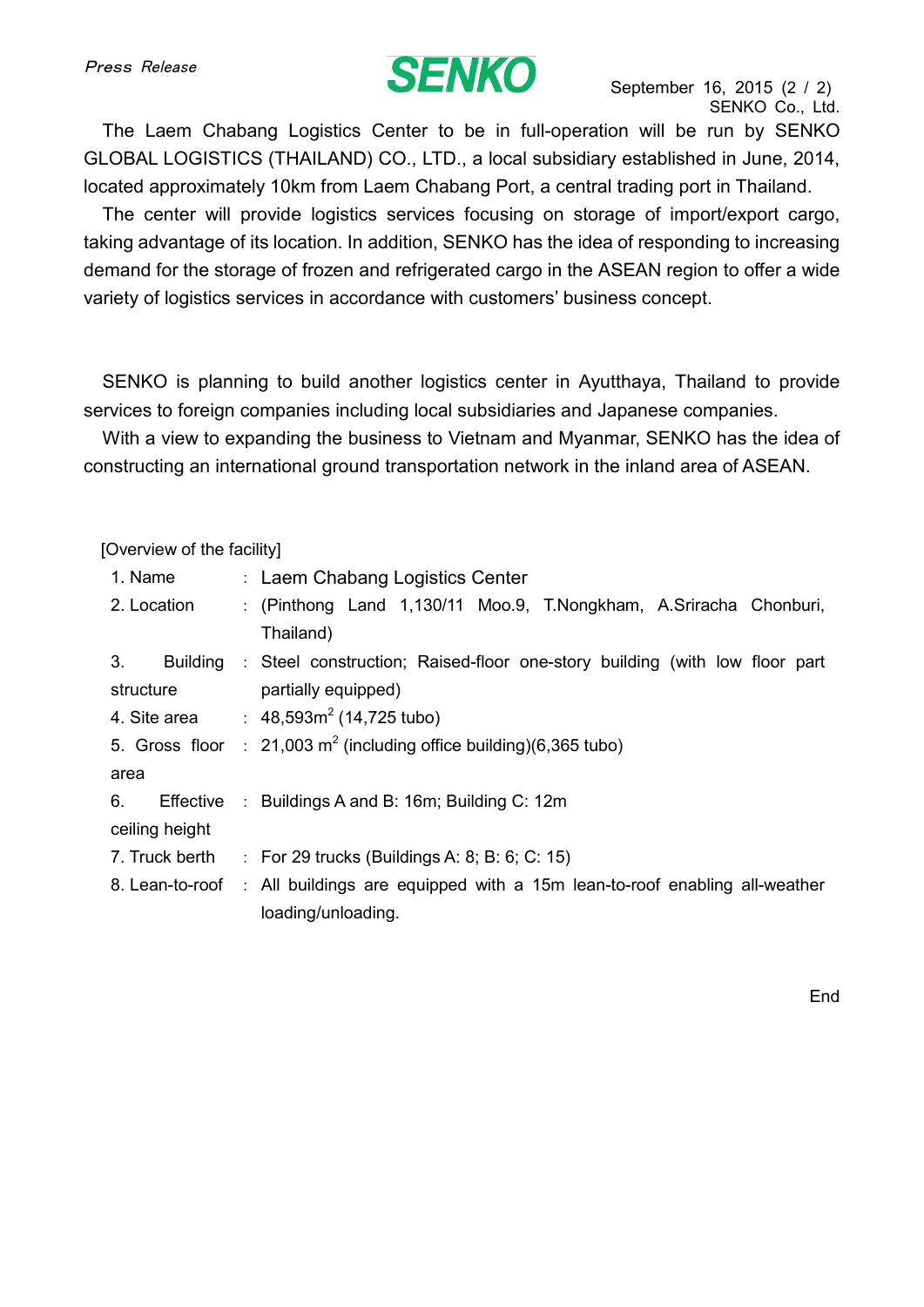The Laem Chabang Logistics Center to be in full-operation will be run by SENKO GLOBAL LOGISTICS (THAILAND) CO., LTD., a local subsidiary established in June, 2014, located approximately 10km from Laem Chabang Port, a central trading port in Thailand.

The center will provide logistics services focusing on storage of import/export cargo, taking advantage of its location. In addition, SENKO has the idea of responding to increasing demand for the storage of frozen and refrigerated cargo in the ASEAN region to offer a wide variety of logistics services in accordance with customers' business concept.

SENKO is planning to build another logistics center in Ayutthaya, Thailand to provide services to foreign companies including local subsidiaries and Japanese companies.

With a view to expanding the business to Vietnam and Myanmar, SENKO has the idea of constructing an international ground transportation network in the inland area of ASEAN.

[Overview of the facility]

| | | |
|---|---|---|
| 1. Name | : | Laem Chabang Logistics Center |
| 2. Location | : | (Pinthong Land 1,130/11 Moo.9, T.Nongkham, A.Sriracha Chonburi, Thailand) |
| 3. Building structure | : | Steel construction; Raised-floor one-story building (with low floor part partially equipped) |
| 4. Site area | : | 48,593m$^2$ (14,725 tubo) |
| 5. Gross floor area | : | 21,003 m$^2$ (including office building)(6,365 tubo) |
| 6. Effective ceiling height | : | Buildings A and B: 16m; Building C: 12m |
| 7. Truck berth | : | For 29 trucks (Buildings A: 8; B: 6; C: 15) |
| 8. Lean-to-roof | : | All buildings are equipped with a 15m lean-to-roof enabling all-weather loading/unloading. |

End